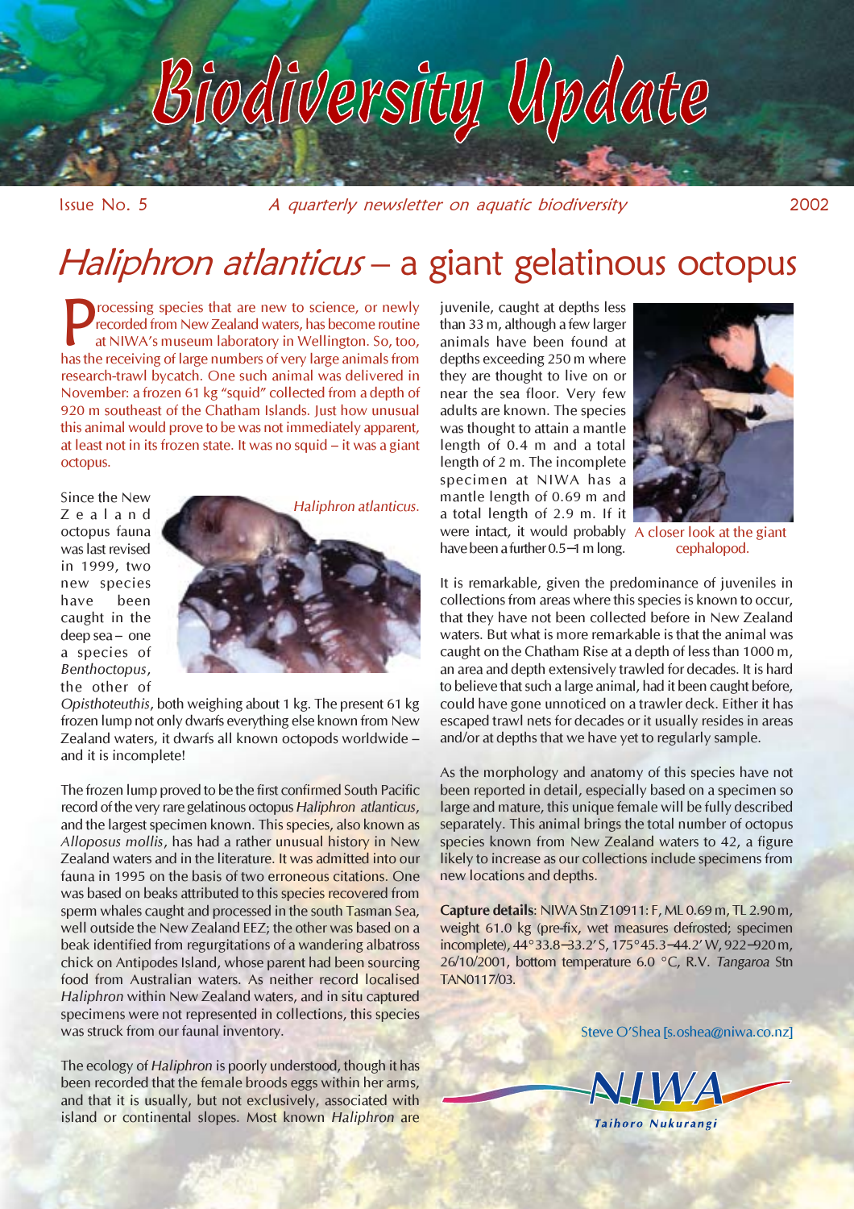# Biodiversity Update

Issue No. 5 — *A quarterly newsletter on aquatic biodiversity* — 2002

## *Haliphron atlanticus* – a giant gelatinous octopus

Processing species that are new to science, or newly recorded from New Zealand waters, has become routine at NIWA's museum laboratory in Wellington. So, too, has the receiving of large numbers of very large animals from research-trawl bycatch. One such animal was delivered in November: a frozen 61 kg "squid" collected from a depth of 920 m southeast of the Chatham Islands. Just how unusual this animal would prove to be was not immediately apparent, at least not in its frozen state. It was no squid – it was a giant octopus.

Since the New Zealand octopus fauna was last revised in 1999, two new species have been caught in the deep sea – one a species of *Benthoctopus*, the other of *Opisthoteuthis*, both weighing about 1 kg. The present 61 kg frozen lump not only dwarfs everything else known from New Zealand waters, it dwarfs all known octopods worldwide – and it is incomplete!

*Haliphron atlanticus.*

The frozen lump proved to be the first confirmed South Pacific record of the very rare gelatinous octopus *Haliphron atlanticus*, and the largest specimen known. This species, also known as *Alloposus mollis*, has had a rather unusual history in New Zealand waters and in the literature. It was admitted into our fauna in 1995 on the basis of two erroneous citations. One was based on beaks attributed to this species recovered from sperm whales caught and processed in the south Tasman Sea, well outside the New Zealand EEZ; the other was based on a beak identified from regurgitations of a wandering albatross chick on Antipodes Island, whose parent had been sourcing food from Australian waters. As neither record localised *Haliphron* within New Zealand waters, and in situ captured specimens were not represented in collections, this species was struck from our faunal inventory.

The ecology of *Haliphron* is poorly understood, though it has been recorded that the female broods eggs within her arms, and that it is usually, but not exclusively, associated with island or continental slopes. Most known *Haliphron* are juvenile, caught at depths less than 33 m, although a few larger animals have been found at depths exceeding 250 m where they are thought to live on or near the sea floor. Very few adults are known. The species was thought to attain a mantle length of 0.4 m and a total length of 2 m. The incomplete specimen at NIWA has a mantle length of 0.69 m and a total length of 2.9 m. If it were intact, it would probably have been a further 0.5–1 m long.

A closer look at the giant cephalopod.

It is remarkable, given the predominance of juveniles in collections from areas where this species is known to occur, that they have not been collected before in New Zealand waters. But what is more remarkable is that the animal was caught on the Chatham Rise at a depth of less than 1000 m, an area and depth extensively trawled for decades. It is hard to believe that such a large animal, had it been caught before, could have gone unnoticed on a trawler deck. Either it has escaped trawl nets for decades or it usually resides in areas and/or at depths that we have yet to regularly sample.

As the morphology and anatomy of this species have not been reported in detail, especially based on a specimen so large and mature, this unique female will be fully described separately. This animal brings the total number of octopus species known from New Zealand waters to 42, a figure likely to increase as our collections include specimens from new locations and depths.

**Capture details**: NIWA Stn Z10911: F, ML 0.69 m, TL 2.90 m, weight 61.0 kg (pre-fix, wet measures defrosted; specimen incomplete), 44°33.8–33.2′ S, 175°45.3–44.2′ W, 922–920 m, 26/10/2001, bottom temperature 6.0 °C, R.V. *Tangaroa* Stn TAN0117/03.

Steve O'Shea [s.oshea@niwa.co.nz]

NIWA — Taihoro Nukurangi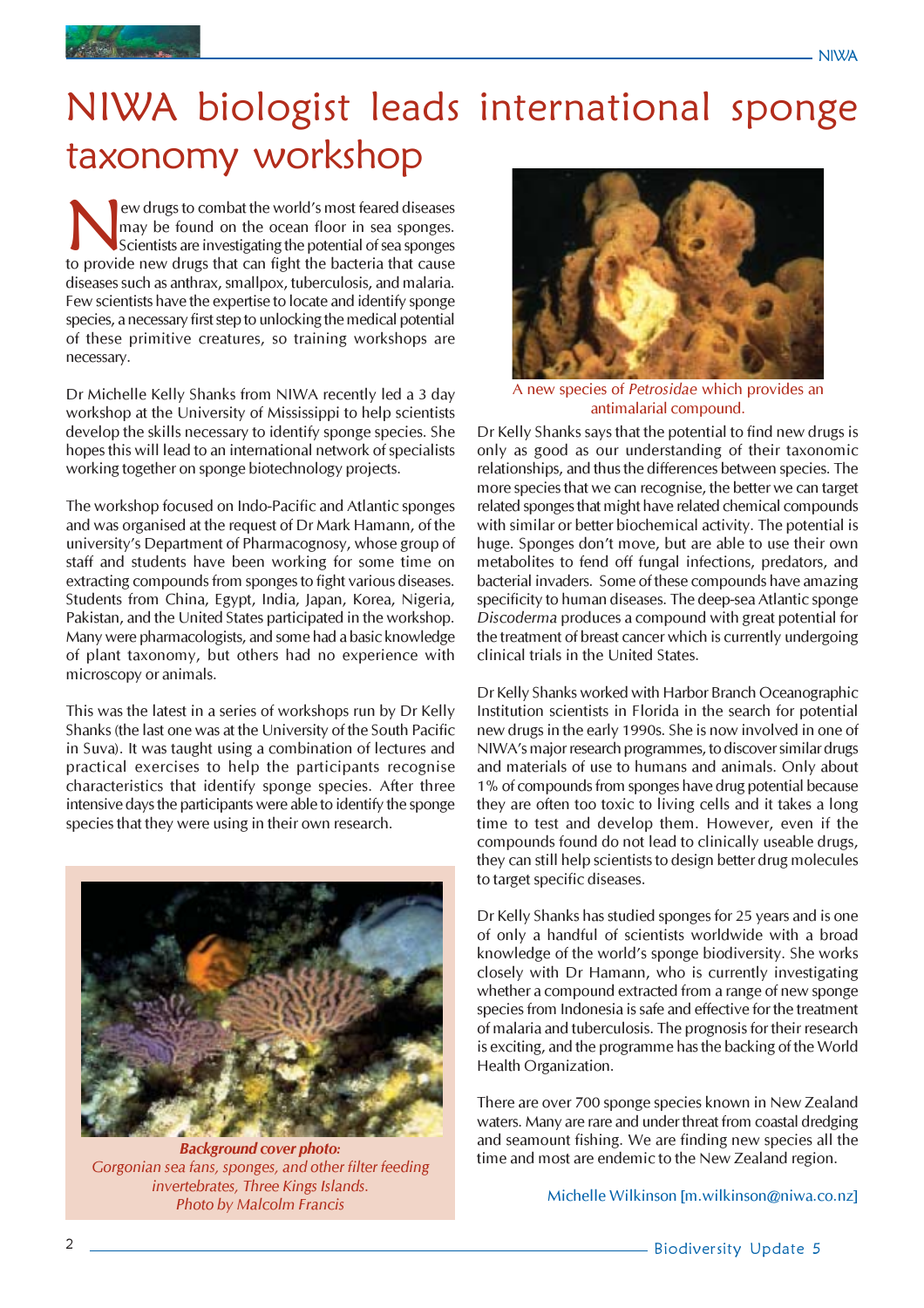# NIWA biologist leads international sponge taxonomy workshop

New drugs to combat the world's most feared diseases may be found on the ocean floor in sea sponges. Scientists are investigating the potential of sea sponges to provide new drugs that can fight the bacteria that cause diseases such as anthrax, smallpox, tuberculosis, and malaria. Few scientists have the expertise to locate and identify sponge species, a necessary first step to unlocking the medical potential of these primitive creatures, so training workshops are necessary.

Dr Michelle Kelly Shanks from NIWA recently led a 3 day workshop at the University of Mississippi to help scientists develop the skills necessary to identify sponge species. She hopes this will lead to an international network of specialists working together on sponge biotechnology projects.

The workshop focused on Indo-Pacific and Atlantic sponges and was organised at the request of Dr Mark Hamann, of the university's Department of Pharmacognosy, whose group of staff and students have been working for some time on extracting compounds from sponges to fight various diseases. Students from China, Egypt, India, Japan, Korea, Nigeria, Pakistan, and the United States participated in the workshop. Many were pharmacologists, and some had a basic knowledge of plant taxonomy, but others had no experience with microscopy or animals.

This was the latest in a series of workshops run by Dr Kelly Shanks (the last one was at the University of the South Pacific in Suva). It was taught using a combination of lectures and practical exercises to help the participants recognise characteristics that identify sponge species. After three intensive days the participants were able to identify the sponge species that they were using in their own research.

***Background cover photo:***
*Corgonian sea fans, sponges, and other filter feeding invertebrates, Three Kings Islands.*
*Photo by Malcolm Francis*

A new species of *Petrosidae* which provides an antimalarial compound.

Dr Kelly Shanks says that the potential to find new drugs is only as good as our understanding of their taxonomic relationships, and thus the differences between species. The more species that we can recognise, the better we can target related sponges that might have related chemical compounds with similar or better biochemical activity. The potential is huge. Sponges don't move, but are able to use their own metabolites to fend off fungal infections, predators, and bacterial invaders. Some of these compounds have amazing specificity to human diseases. The deep-sea Atlantic sponge *Discoderma* produces a compound with great potential for the treatment of breast cancer which is currently undergoing clinical trials in the United States.

Dr Kelly Shanks worked with Harbor Branch Oceanographic Institution scientists in Florida in the search for potential new drugs in the early 1990s. She is now involved in one of NIWA's major research programmes, to discover similar drugs and materials of use to humans and animals. Only about 1% of compounds from sponges have drug potential because they are often too toxic to living cells and it takes a long time to test and develop them. However, even if the compounds found do not lead to clinically useable drugs, they can still help scientists to design better drug molecules to target specific diseases.

Dr Kelly Shanks has studied sponges for 25 years and is one of only a handful of scientists worldwide with a broad knowledge of the world's sponge biodiversity. She works closely with Dr Hamann, who is currently investigating whether a compound extracted from a range of new sponge species from Indonesia is safe and effective for the treatment of malaria and tuberculosis. The prognosis for their research is exciting, and the programme has the backing of the World Health Organization.

There are over 700 sponge species known in New Zealand waters. Many are rare and under threat from coastal dredging and seamount fishing. We are finding new species all the time and most are endemic to the New Zealand region.

Michelle Wilkinson [m.wilkinson@niwa.co.nz]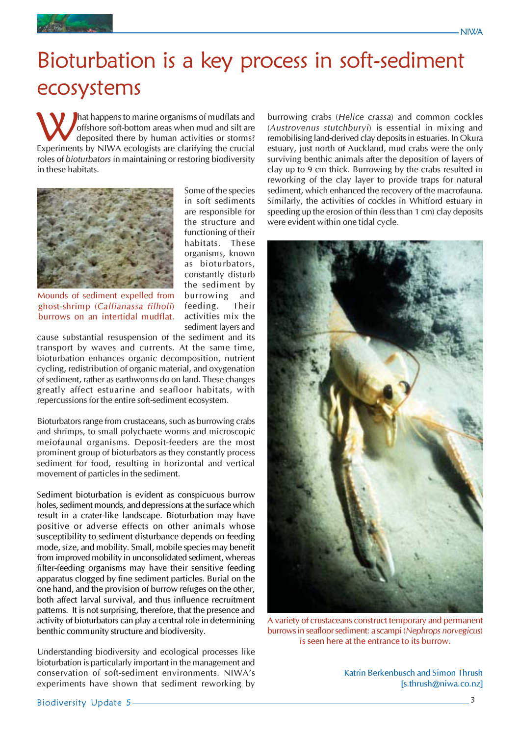# Bioturbation is a key process in soft-sediment ecosystems

What happens to marine organisms of mudflats and offshore soft-bottom areas when mud and silt are deposited there by human activities or storms? Experiments by NIWA ecologists are clarifying the crucial roles of *bioturbators* in maintaining or restoring biodiversity in these habitats.

Mounds of sediment expelled from ghost-shrimp (*Callianassa filholi*) burrows on an intertidal mudflat.

Some of the species in soft sediments are responsible for the structure and functioning of their habitats. These organisms, known as bioturbators, constantly disturb the sediment by burrowing and feeding. Their activities mix the sediment layers and cause substantial resuspension of the sediment and its transport by waves and currents. At the same time, bioturbation enhances organic decomposition, nutrient cycling, redistribution of organic material, and oxygenation of sediment, rather as earthworms do on land. These changes greatly affect estuarine and seafloor habitats, with repercussions for the entire soft-sediment ecosystem.

Bioturbators range from crustaceans, such as burrowing crabs and shrimps, to small polychaete worms and microscopic meiofaunal organisms. Deposit-feeders are the most prominent group of bioturbators as they constantly process sediment for food, resulting in horizontal and vertical movement of particles in the sediment.

Sediment bioturbation is evident as conspicuous burrow holes, sediment mounds, and depressions at the surface which result in a crater-like landscape. Bioturbation may have positive or adverse effects on other animals whose susceptibility to sediment disturbance depends on feeding mode, size, and mobility. Small, mobile species may benefit from improved mobility in unconsolidated sediment, whereas filter-feeding organisms may have their sensitive feeding apparatus clogged by fine sediment particles. Burial on the one hand, and the provision of burrow refuges on the other, both affect larval survival, and thus influence recruitment patterns. It is not surprising, therefore, that the presence and activity of bioturbators can play a central role in determining benthic community structure and biodiversity.

Understanding biodiversity and ecological processes like bioturbation is particularly important in the management and conservation of soft-sediment environments. NIWA's experiments have shown that sediment reworking by burrowing crabs (*Helice crassa*) and common cockles (*Austrovenus stutchburyi*) is essential in mixing and remobilising land-derived clay deposits in estuaries. In Okura estuary, just north of Auckland, mud crabs were the only surviving benthic animals after the deposition of layers of clay up to 9 cm thick. Burrowing by the crabs resulted in reworking of the clay layer to provide traps for natural sediment, which enhanced the recovery of the macrofauna. Similarly, the activities of cockles in Whitford estuary in speeding up the erosion of thin (less than 1 cm) clay deposits were evident within one tidal cycle.

A variety of crustaceans construct temporary and permanent burrows in seafloor sediment: a scampi (*Nephrops norvegicus*) is seen here at the entrance to its burrow.

Katrin Berkenbusch and Simon Thrush
[s.thrush@niwa.co.nz]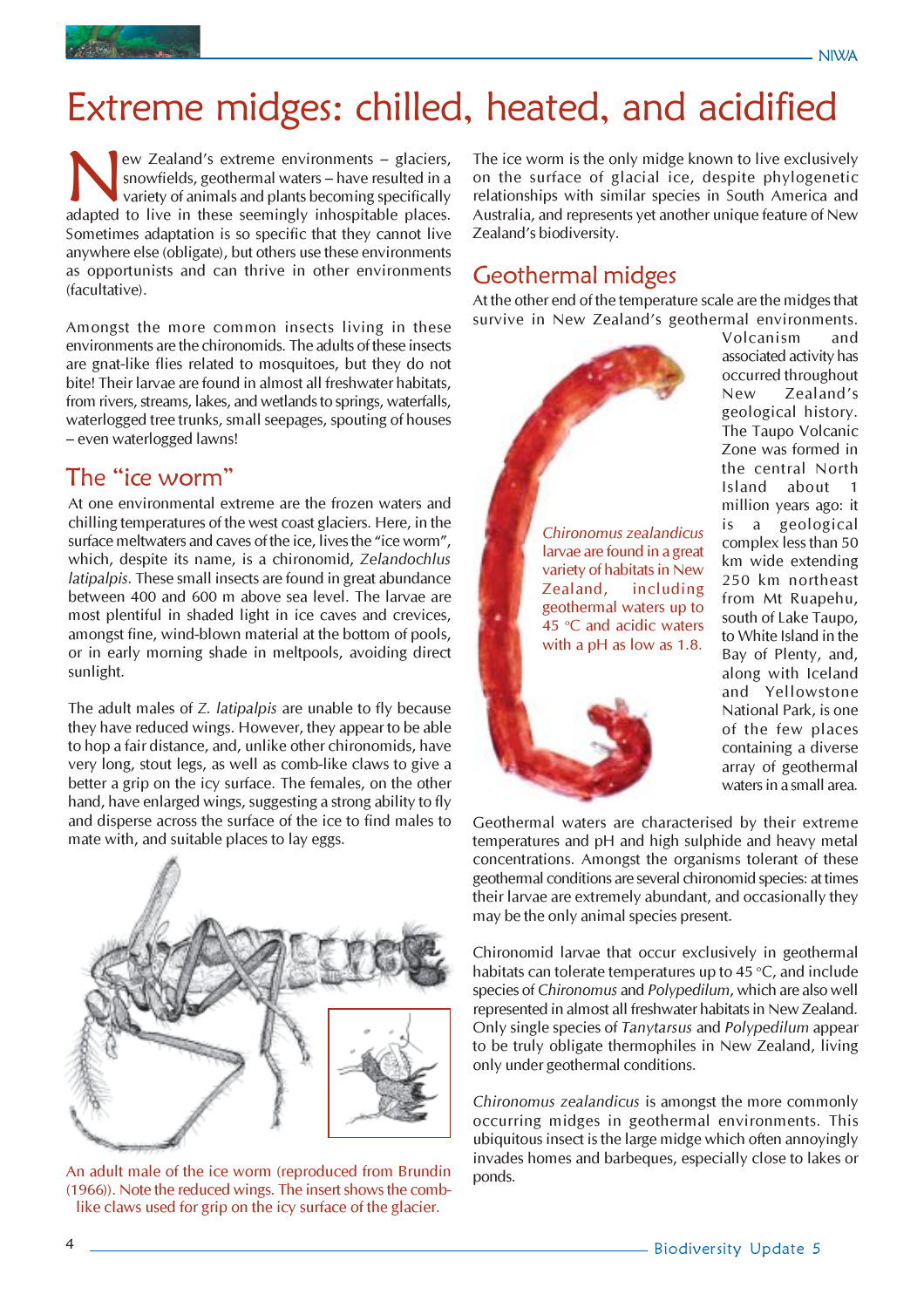# Extreme midges: chilled, heated, and acidified

New Zealand's extreme environments – glaciers, snowfields, geothermal waters – have resulted in a variety of animals and plants becoming specifically adapted to live in these seemingly inhospitable places. Sometimes adaptation is so specific that they cannot live anywhere else (obligate), but others use these environments as opportunists and can thrive in other environments (facultative).

Amongst the more common insects living in these environments are the chironomids. The adults of these insects are gnat-like flies related to mosquitoes, but they do not bite! Their larvae are found in almost all freshwater habitats, from rivers, streams, lakes, and wetlands to springs, waterfalls, waterlogged tree trunks, small seepages, spouting of houses – even waterlogged lawns!

## The "ice worm"

At one environmental extreme are the frozen waters and chilling temperatures of the west coast glaciers. Here, in the surface meltwaters and caves of the ice, lives the "ice worm", which, despite its name, is a chironomid, *Zelandochlus latipalpis*. These small insects are found in great abundance between 400 and 600 m above sea level. The larvae are most plentiful in shaded light in ice caves and crevices, amongst fine, wind-blown material at the bottom of pools, or in early morning shade in meltpools, avoiding direct sunlight.

The adult males of *Z. latipalpis* are unable to fly because they have reduced wings. However, they appear to be able to hop a fair distance, and, unlike other chironomids, have very long, stout legs, as well as comb-like claws to give a better a grip on the icy surface. The females, on the other hand, have enlarged wings, suggesting a strong ability to fly and disperse across the surface of the ice to find males to mate with, and suitable places to lay eggs.

An adult male of the ice worm (reproduced from Brundin (1966)). Note the reduced wings. The insert shows the comb-like claws used for grip on the icy surface of the glacier.

The ice worm is the only midge known to live exclusively on the surface of glacial ice, despite phylogenetic relationships with similar species in South America and Australia, and represents yet another unique feature of New Zealand's biodiversity.

## Geothermal midges

At the other end of the temperature scale are the midges that survive in New Zealand's geothermal environments. Volcanism and associated activity has occurred throughout New Zealand's geological history. The Taupo Volcanic Zone was formed in the central North Island about 1 million years ago: it is a geological complex less than 50 km wide extending 250 km northeast from Mt Ruapehu, south of Lake Taupo, to White Island in the Bay of Plenty, and, along with Iceland and Yellowstone National Park, is one of the few places containing a diverse array of geothermal waters in a small area.

*Chironomus zealandicus* larvae are found in a great variety of habitats in New Zealand, including geothermal waters up to 45 °C and acidic waters with a pH as low as 1.8.

Geothermal waters are characterised by their extreme temperatures and pH and high sulphide and heavy metal concentrations. Amongst the organisms tolerant of these geothermal conditions are several chironomid species: at times their larvae are extremely abundant, and occasionally they may be the only animal species present.

Chironomid larvae that occur exclusively in geothermal habitats can tolerate temperatures up to 45 °C, and include species of *Chironomus* and *Polypedilum*, which are also well represented in almost all freshwater habitats in New Zealand. Only single species of *Tanytarsus* and *Polypedilum* appear to be truly obligate thermophiles in New Zealand, living only under geothermal conditions.

*Chironomus zealandicus* is amongst the more commonly occurring midges in geothermal environments. This ubiquitous insect is the large midge which often annoyingly invades homes and barbeques, especially close to lakes or ponds.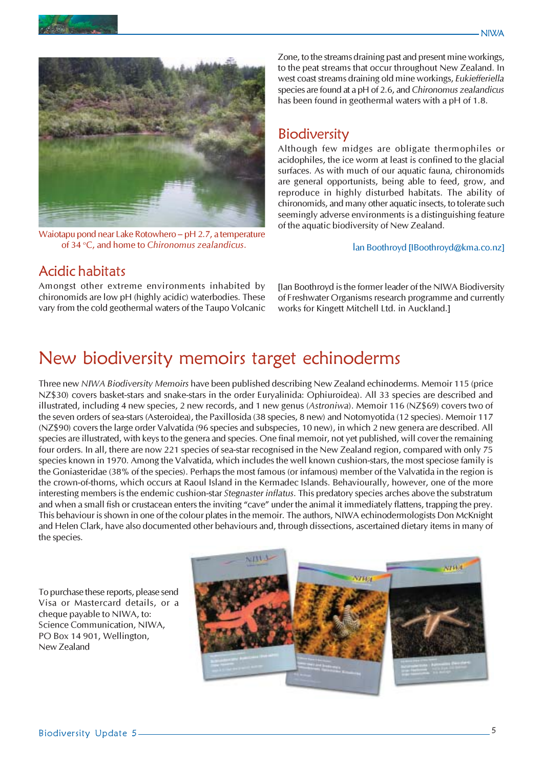Waiotapu pond near Lake Rotowhero – pH 2.7, a temperature of 34 °C, and home to *Chironomus zealandicus*.

## Acidic habitats

Amongst other extreme environments inhabited by chironomids are low pH (highly acidic) waterbodies. These vary from the cold geothermal waters of the Taupo Volcanic Zone, to the streams draining past and present mine workings, to the peat streams that occur throughout New Zealand. In west coast streams draining old mine workings, *Eukiefferiella* species are found at a pH of 2.6, and *Chironomus zealandicus* has been found in geothermal waters with a pH of 1.8.

## Biodiversity

Although few midges are obligate thermophiles or acidophiles, the ice worm at least is confined to the glacial surfaces. As with much of our aquatic fauna, chironomids are general opportunists, being able to feed, grow, and reproduce in highly disturbed habitats. The ability of chironomids, and many other aquatic insects, to tolerate such seemingly adverse environments is a distinguishing feature of the aquatic biodiversity of New Zealand.

Ian Boothroyd [IBoothroyd@kma.co.nz]

[Ian Boothroyd is the former leader of the NIWA Biodiversity of Freshwater Organisms research programme and currently works for Kingett Mitchell Ltd. in Auckland.]

# New biodiversity memoirs target echinoderms

Three new *NIWA Biodiversity Memoirs* have been published describing New Zealand echinoderms. Memoir 115 (price NZ$30) covers basket-stars and snake-stars in the order Euryalinida: Ophiuroidea). All 33 species are described and illustrated, including 4 new species, 2 new records, and 1 new genus (*Astroniwa*). Memoir 116 (NZ$69) covers two of the seven orders of sea-stars (Asteroidea), the Paxillosida (38 species, 8 new) and Notomyotida (12 species). Memoir 117 (NZ$90) covers the large order Valvatida (96 species and subspecies, 10 new), in which 2 new genera are described. All species are illustrated, with keys to the genera and species. One final memoir, not yet published, will cover the remaining four orders. In all, there are now 221 species of sea-star recognised in the New Zealand region, compared with only 75 species known in 1970. Among the Valvatida, which includes the well known cushion-stars, the most speciose family is the Goniasteridae (38% of the species). Perhaps the most famous (or infamous) member of the Valvatida in the region is the crown-of-thorns, which occurs at Raoul Island in the Kermadec Islands. Behaviourally, however, one of the more interesting members is the endemic cushion-star *Stegnaster inflatus*. This predatory species arches above the substratum and when a small fish or crustacean enters the inviting "cave" under the animal it immediately flattens, trapping the prey. This behaviour is shown in one of the colour plates in the memoir. The authors, NIWA echinodermologists Don McKnight and Helen Clark, have also documented other behaviours and, through dissections, ascertained dietary items in many of the species.

To purchase these reports, please send Visa or Mastercard details, or a cheque payable to NIWA, to:
Science Communication, NIWA,
PO Box 14 901, Wellington,
New Zealand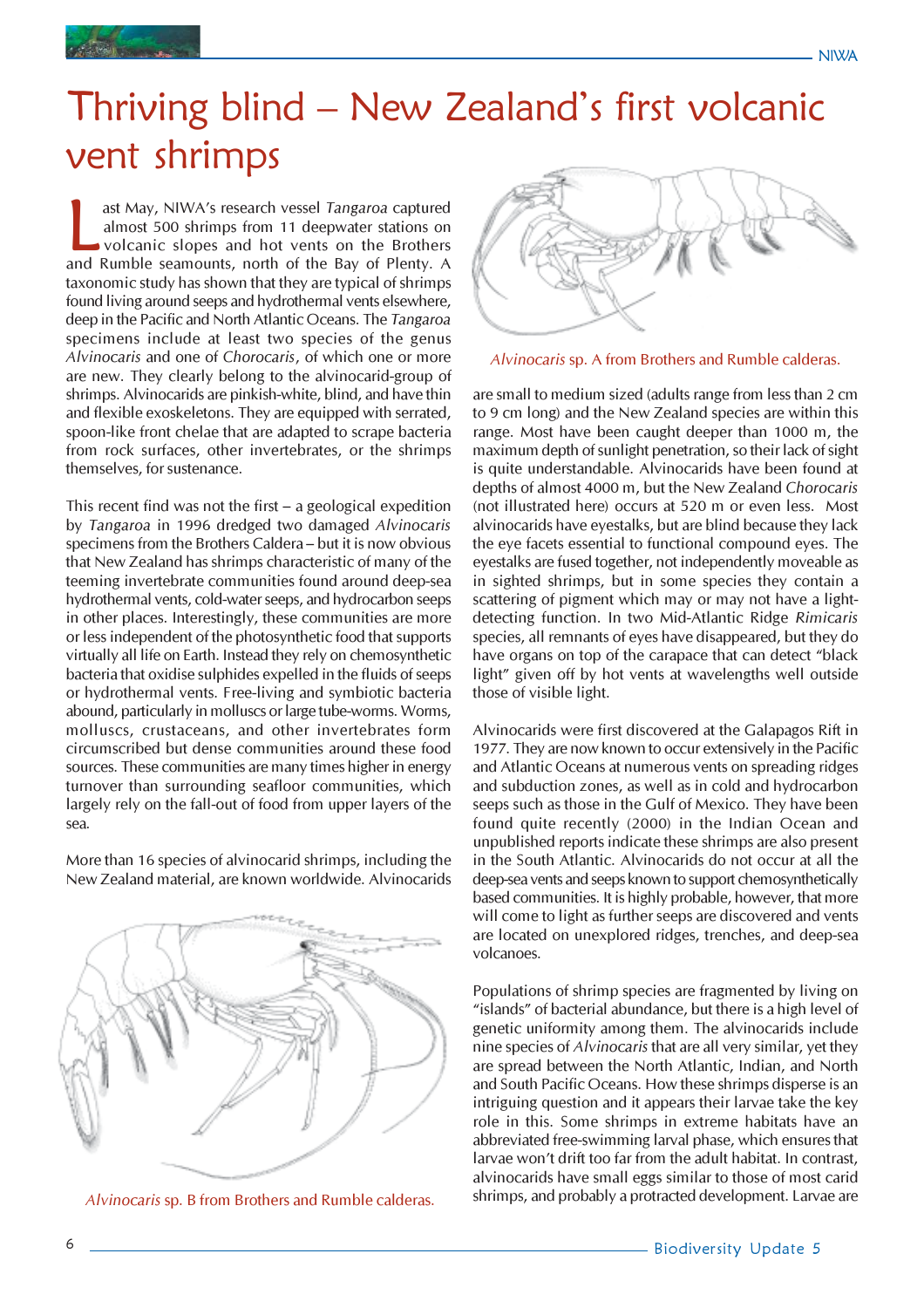# Thriving blind – New Zealand's first volcanic vent shrimps

Last May, NIWA's research vessel *Tangaroa* captured almost 500 shrimps from 11 deepwater stations on volcanic slopes and hot vents on the Brothers and Rumble seamounts, north of the Bay of Plenty. A taxonomic study has shown that they are typical of shrimps found living around seeps and hydrothermal vents elsewhere, deep in the Pacific and North Atlantic Oceans. The *Tangaroa* specimens include at least two species of the genus *Alvinocaris* and one of *Chorocaris*, of which one or more are new. They clearly belong to the alvinocarid-group of shrimps. Alvinocarids are pinkish-white, blind, and have thin and flexible exoskeletons. They are equipped with serrated, spoon-like front chelae that are adapted to scrape bacteria from rock surfaces, other invertebrates, or the shrimps themselves, for sustenance.

This recent find was not the first – a geological expedition by *Tangaroa* in 1996 dredged two damaged *Alvinocaris* specimens from the Brothers Caldera – but it is now obvious that New Zealand has shrimps characteristic of many of the teeming invertebrate communities found around deep-sea hydrothermal vents, cold-water seeps, and hydrocarbon seeps in other places. Interestingly, these communities are more or less independent of the photosynthetic food that supports virtually all life on Earth. Instead they rely on chemosynthetic bacteria that oxidise sulphides expelled in the fluids of seeps or hydrothermal vents. Free-living and symbiotic bacteria abound, particularly in molluscs or large tube-worms. Worms, molluscs, crustaceans, and other invertebrates form circumscribed but dense communities around these food sources. These communities are many times higher in energy turnover than surrounding seafloor communities, which largely rely on the fall-out of food from upper layers of the sea.

More than 16 species of alvinocarid shrimps, including the New Zealand material, are known worldwide. Alvinocarids are small to medium sized (adults range from less than 2 cm to 9 cm long) and the New Zealand species are within this range. Most have been caught deeper than 1000 m, the maximum depth of sunlight penetration, so their lack of sight is quite understandable. Alvinocarids have been found at depths of almost 4000 m, but the New Zealand *Chorocaris* (not illustrated here) occurs at 520 m or even less. Most alvinocarids have eyestalks, but are blind because they lack the eye facets essential to functional compound eyes. The eyestalks are fused together, not independently moveable as in sighted shrimps, but in some species they contain a scattering of pigment which may or may not have a light-detecting function. In two Mid-Atlantic Ridge *Rimicaris* species, all remnants of eyes have disappeared, but they do have organs on top of the carapace that can detect "black light" given off by hot vents at wavelengths well outside those of visible light.

*Alvinocaris* sp. B from Brothers and Rumble calderas.

*Alvinocaris* sp. A from Brothers and Rumble calderas.

Alvinocarids were first discovered at the Galapagos Rift in 1977. They are now known to occur extensively in the Pacific and Atlantic Oceans at numerous vents on spreading ridges and subduction zones, as well as in cold and hydrocarbon seeps such as those in the Gulf of Mexico. They have been found quite recently (2000) in the Indian Ocean and unpublished reports indicate these shrimps are also present in the South Atlantic. Alvinocarids do not occur at all the deep-sea vents and seeps known to support chemosynthetically based communities. It is highly probable, however, that more will come to light as further seeps are discovered and vents are located on unexplored ridges, trenches, and deep-sea volcanoes.

Populations of shrimp species are fragmented by living on "islands" of bacterial abundance, but there is a high level of genetic uniformity among them. The alvinocarids include nine species of *Alvinocaris* that are all very similar, yet they are spread between the North Atlantic, Indian, and North and South Pacific Oceans. How these shrimps disperse is an intriguing question and it appears their larvae take the key role in this. Some shrimps in extreme habitats have an abbreviated free-swimming larval phase, which ensures that larvae won't drift too far from the adult habitat. In contrast, alvinocarids have small eggs similar to those of most carid shrimps, and probably a protracted development. Larvae are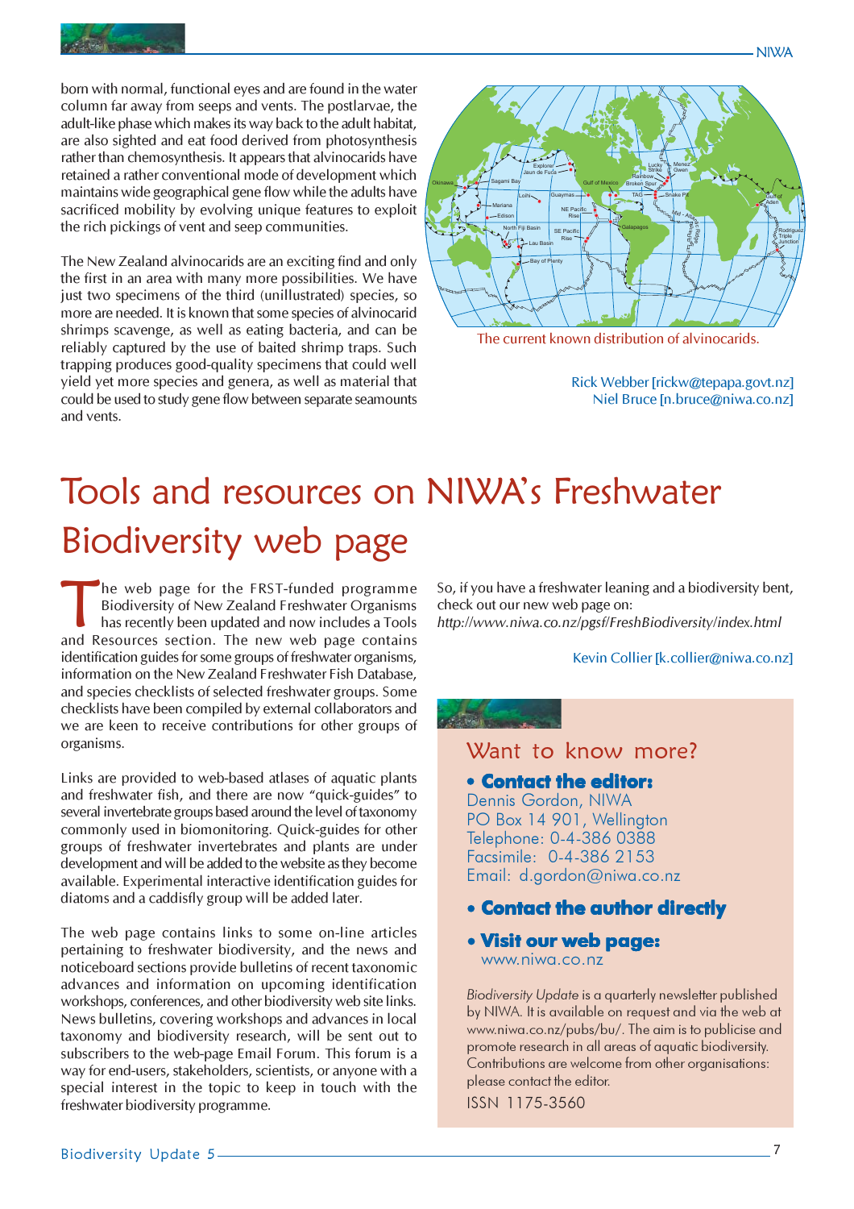born with normal, functional eyes and are found in the water column far away from seeps and vents. The postlarvae, the adult-like phase which makes its way back to the adult habitat, are also sighted and eat food derived from photosynthesis rather than chemosynthesis. It appears that alvinocarids have retained a rather conventional mode of development which maintains wide geographical gene flow while the adults have sacrificed mobility by evolving unique features to exploit the rich pickings of vent and seep communities.

The New Zealand alvinocarids are an exciting find and only the first in an area with many more possibilities. We have just two specimens of the third (unillustrated) species, so more are needed. It is known that some species of alvinocarid shrimps scavenge, as well as eating bacteria, and can be reliably captured by the use of baited shrimp traps. Such trapping produces good-quality specimens that could well yield yet more species and genera, as well as material that could be used to study gene flow between separate seamounts and vents.

The current known distribution of alvinocarids.

Rick Webber [rickw@tepapa.govt.nz]
Niel Bruce [n.bruce@niwa.co.nz]

# Tools and resources on NIWA's Freshwater Biodiversity web page

The web page for the FRST-funded programme Biodiversity of New Zealand Freshwater Organisms has recently been updated and now includes a Tools and Resources section. The new web page contains identification guides for some groups of freshwater organisms, information on the New Zealand Freshwater Fish Database, and species checklists of selected freshwater groups. Some checklists have been compiled by external collaborators and we are keen to receive contributions for other groups of organisms.

Links are provided to web-based atlases of aquatic plants and freshwater fish, and there are now "quick-guides" to several invertebrate groups based around the level of taxonomy commonly used in biomonitoring. Quick-guides for other groups of freshwater invertebrates and plants are under development and will be added to the website as they become available. Experimental interactive identification guides for diatoms and a caddisfly group will be added later.

The web page contains links to some on-line articles pertaining to freshwater biodiversity, and the news and noticeboard sections provide bulletins of recent taxonomic advances and information on upcoming identification workshops, conferences, and other biodiversity web site links. News bulletins, covering workshops and advances in local taxonomy and biodiversity research, will be sent out to subscribers to the web-page Email Forum. This forum is a way for end-users, stakeholders, scientists, or anyone with a special interest in the topic to keep in touch with the freshwater biodiversity programme.

So, if you have a freshwater leaning and a biodiversity bent, check out our new web page on:
*http://www.niwa.co.nz/pgsf/FreshBiodiversity/index.html*

Kevin Collier [k.collier@niwa.co.nz]

## Want to know more?

- **Contact the editor:**
  Dennis Gordon, NIWA
  PO Box 14 901, Wellington
  Telephone: 0-4-386 0388
  Facsimile: 0-4-386 2153
  Email: d.gordon@niwa.co.nz
- **Contact the author directly**
- **Visit our web page:**
  www.niwa.co.nz

*Biodiversity Update* is a quarterly newsletter published by NIWA. It is available on request and via the web at www.niwa.co.nz/pubs/bu/. The aim is to publicise and promote research in all areas of aquatic biodiversity. Contributions are welcome from other organisations: please contact the editor.

ISSN 1175-3560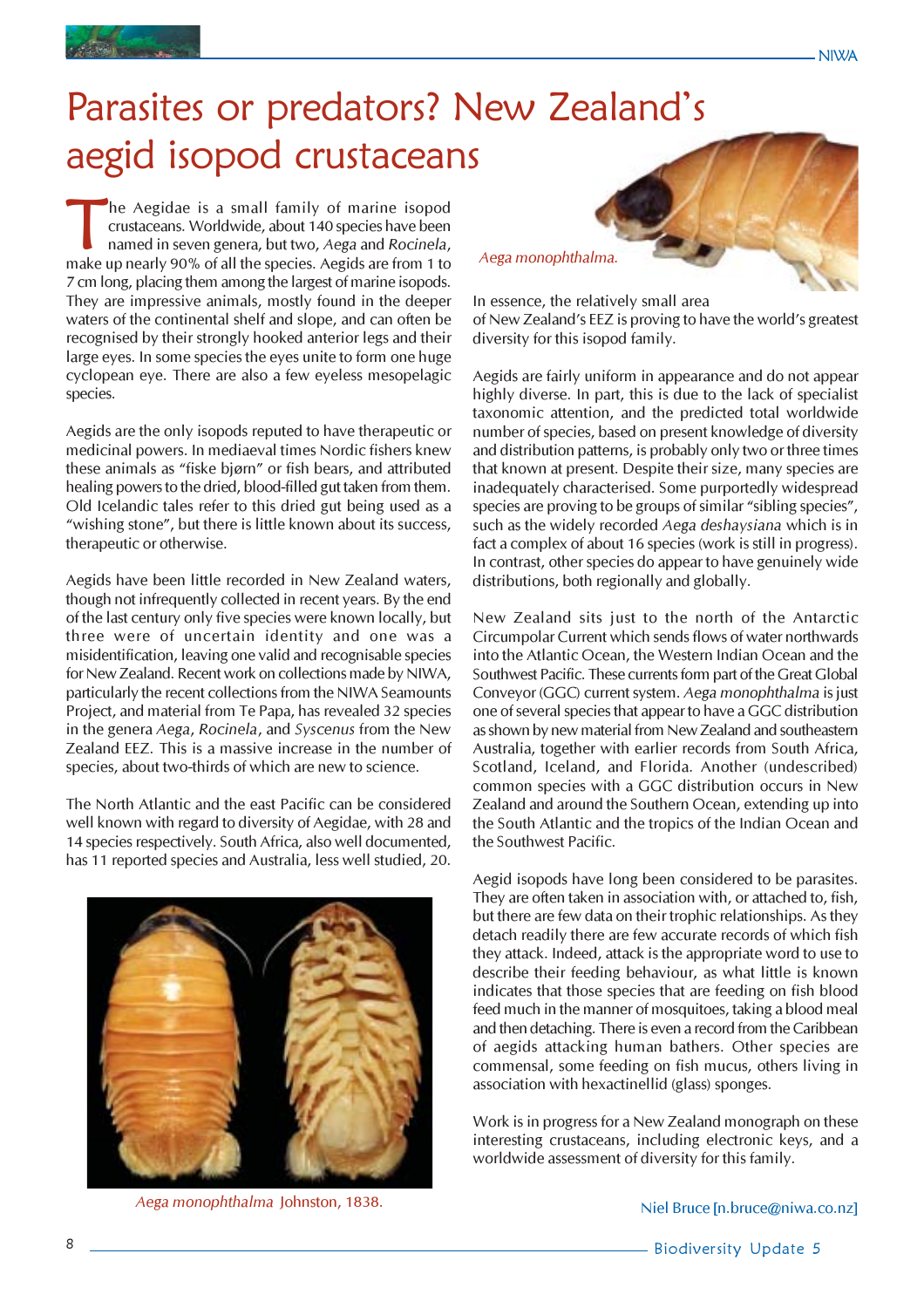# Parasites or predators? New Zealand's aegid isopod crustaceans

The Aegidae is a small family of marine isopod crustaceans. Worldwide, about 140 species have been named in seven genera, but two, *Aega* and *Rocinela*, make up nearly 90% of all the species. Aegids are from 1 to 7 cm long, placing them among the largest of marine isopods. They are impressive animals, mostly found in the deeper waters of the continental shelf and slope, and can often be recognised by their strongly hooked anterior legs and their large eyes. In some species the eyes unite to form one huge cyclopean eye. There are also a few eyeless mesopelagic species.

Aegids are the only isopods reputed to have therapeutic or medicinal powers. In mediaeval times Nordic fishers knew these animals as "fiske bjørn" or fish bears, and attributed healing powers to the dried, blood-filled gut taken from them. Old Icelandic tales refer to this dried gut being used as a "wishing stone", but there is little known about its success, therapeutic or otherwise.

Aegids have been little recorded in New Zealand waters, though not infrequently collected in recent years. By the end of the last century only five species were known locally, but three were of uncertain identity and one was a misidentification, leaving one valid and recognisable species for New Zealand. Recent work on collections made by NIWA, particularly the recent collections from the NIWA Seamounts Project, and material from Te Papa, has revealed 32 species in the genera *Aega*, *Rocinela*, and *Syscenus* from the New Zealand EEZ. This is a massive increase in the number of species, about two-thirds of which are new to science.

The North Atlantic and the east Pacific can be considered well known with regard to diversity of Aegidae, with 28 and 14 species respectively. South Africa, also well documented, has 11 reported species and Australia, less well studied, 20.

*Aega monophthalma* Johnston, 1838.

*Aega monophthalma*.

In essence, the relatively small area of New Zealand's EEZ is proving to have the world's greatest diversity for this isopod family.

Aegids are fairly uniform in appearance and do not appear highly diverse. In part, this is due to the lack of specialist taxonomic attention, and the predicted total worldwide number of species, based on present knowledge of diversity and distribution patterns, is probably only two or three times that known at present. Despite their size, many species are inadequately characterised. Some purportedly widespread species are proving to be groups of similar "sibling species", such as the widely recorded *Aega deshaysiana* which is in fact a complex of about 16 species (work is still in progress). In contrast, other species do appear to have genuinely wide distributions, both regionally and globally.

New Zealand sits just to the north of the Antarctic Circumpolar Current which sends flows of water northwards into the Atlantic Ocean, the Western Indian Ocean and the Southwest Pacific. These currents form part of the Great Global Conveyor (GGC) current system. *Aega monophthalma* is just one of several species that appear to have a GGC distribution as shown by new material from New Zealand and southeastern Australia, together with earlier records from South Africa, Scotland, Iceland, and Florida. Another (undescribed) common species with a GGC distribution occurs in New Zealand and around the Southern Ocean, extending up into the South Atlantic and the tropics of the Indian Ocean and the Southwest Pacific.

Aegid isopods have long been considered to be parasites. They are often taken in association with, or attached to, fish, but there are few data on their trophic relationships. As they detach readily there are few accurate records of which fish they attack. Indeed, attack is the appropriate word to use to describe their feeding behaviour, as what little is known indicates that those species that are feeding on fish blood feed much in the manner of mosquitoes, taking a blood meal and then detaching. There is even a record from the Caribbean of aegids attacking human bathers. Other species are commensal, some feeding on fish mucus, others living in association with hexactinellid (glass) sponges.

Work is in progress for a New Zealand monograph on these interesting crustaceans, including electronic keys, and a worldwide assessment of diversity for this family.

Niel Bruce [n.bruce@niwa.co.nz]